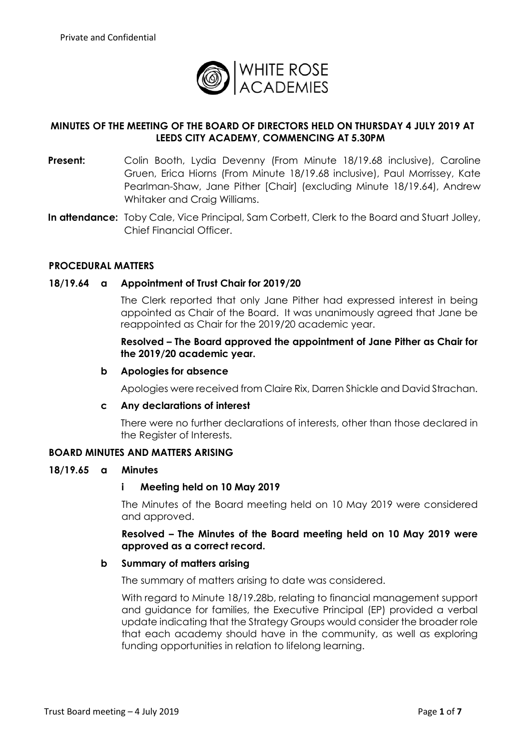Private and Confidential

WHITE ROSE ACADEMIES

**MINUTES OF THE MEETING OF THE BOARD OF DIRECTORS HELD ON THURSDAY 4 JULY 2019 AT LEEDS CITY ACADEMY, COMMENCING AT 5.30PM**

**Present:** Colin Booth, Lydia Devenny (From Minute 18/19.68 inclusive), Caroline Gruen, Erica Hiorns (From Minute 18/19.68 inclusive), Paul Morrissey, Kate Pearlman-Shaw, Jane Pither [Chair] (excluding Minute 18/19.64), Andrew Whitaker and Craig Williams.

**In attendance:** Toby Cale, Vice Principal, Sam Corbett, Clerk to the Board and Stuart Jolley, Chief Financial Officer.

**PROCEDURAL MATTERS**

**18/19.64 a Appointment of Trust Chair for 2019/20**

The Clerk reported that only Jane Pither had expressed interest in being appointed as Chair of the Board. It was unanimously agreed that Jane be reappointed as Chair for the 2019/20 academic year.

**Resolved – The Board approved the appointment of Jane Pither as Chair for the 2019/20 academic year.**

**b Apologies for absence**

Apologies were received from Claire Rix, Darren Shickle and David Strachan.

**c Any declarations of interest**

There were no further declarations of interests, other than those declared in the Register of Interests.

**BOARD MINUTES AND MATTERS ARISING**

**18/19.65 a Minutes**

**i Meeting held on 10 May 2019**

The Minutes of the Board meeting held on 10 May 2019 were considered and approved.

**Resolved – The Minutes of the Board meeting held on 10 May 2019 were approved as a correct record.**

**b Summary of matters arising**

The summary of matters arising to date was considered.

With regard to Minute 18/19.28b, relating to financial management support and guidance for families, the Executive Principal (EP) provided a verbal update indicating that the Strategy Groups would consider the broader role that each academy should have in the community, as well as exploring funding opportunities in relation to lifelong learning.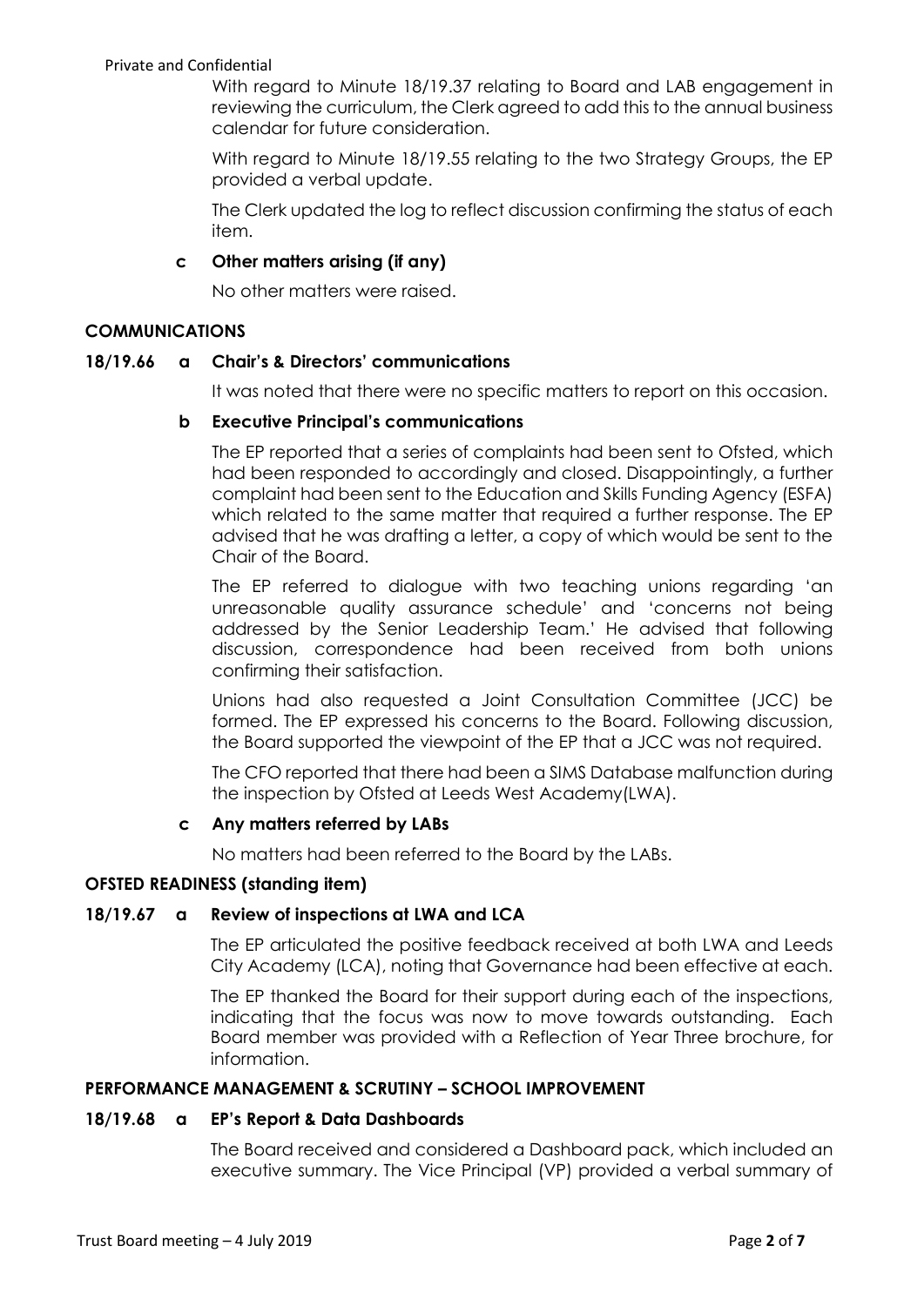With regard to Minute 18/19.37 relating to Board and LAB engagement in reviewing the curriculum, the Clerk agreed to add this to the annual business calendar for future consideration.

With regard to Minute 18/19.55 relating to the two Strategy Groups, the EP provided a verbal update.

The Clerk updated the log to reflect discussion confirming the status of each item.

**c Other matters arising (if any)**

No other matters were raised.

**COMMUNICATIONS**

**18/19.66 a Chair's & Directors' communications**

It was noted that there were no specific matters to report on this occasion.

**b Executive Principal's communications**

The EP reported that a series of complaints had been sent to Ofsted, which had been responded to accordingly and closed. Disappointingly, a further complaint had been sent to the Education and Skills Funding Agency (ESFA) which related to the same matter that required a further response. The EP advised that he was drafting a letter, a copy of which would be sent to the Chair of the Board.

The EP referred to dialogue with two teaching unions regarding 'an unreasonable quality assurance schedule' and 'concerns not being addressed by the Senior Leadership Team.' He advised that following discussion, correspondence had been received from both unions confirming their satisfaction.

Unions had also requested a Joint Consultation Committee (JCC) be formed. The EP expressed his concerns to the Board. Following discussion, the Board supported the viewpoint of the EP that a JCC was not required.

The CFO reported that there had been a SIMS Database malfunction during the inspection by Ofsted at Leeds West Academy(LWA).

**c Any matters referred by LABs**

No matters had been referred to the Board by the LABs.

**OFSTED READINESS (standing item)**

**18/19.67 a Review of inspections at LWA and LCA**

The EP articulated the positive feedback received at both LWA and Leeds City Academy (LCA), noting that Governance had been effective at each.

The EP thanked the Board for their support during each of the inspections, indicating that the focus was now to move towards outstanding. Each Board member was provided with a Reflection of Year Three brochure, for information.

**PERFORMANCE MANAGEMENT & SCRUTINY – SCHOOL IMPROVEMENT**

**18/19.68 a EP's Report & Data Dashboards**

The Board received and considered a Dashboard pack, which included an executive summary. The Vice Principal (VP) provided a verbal summary of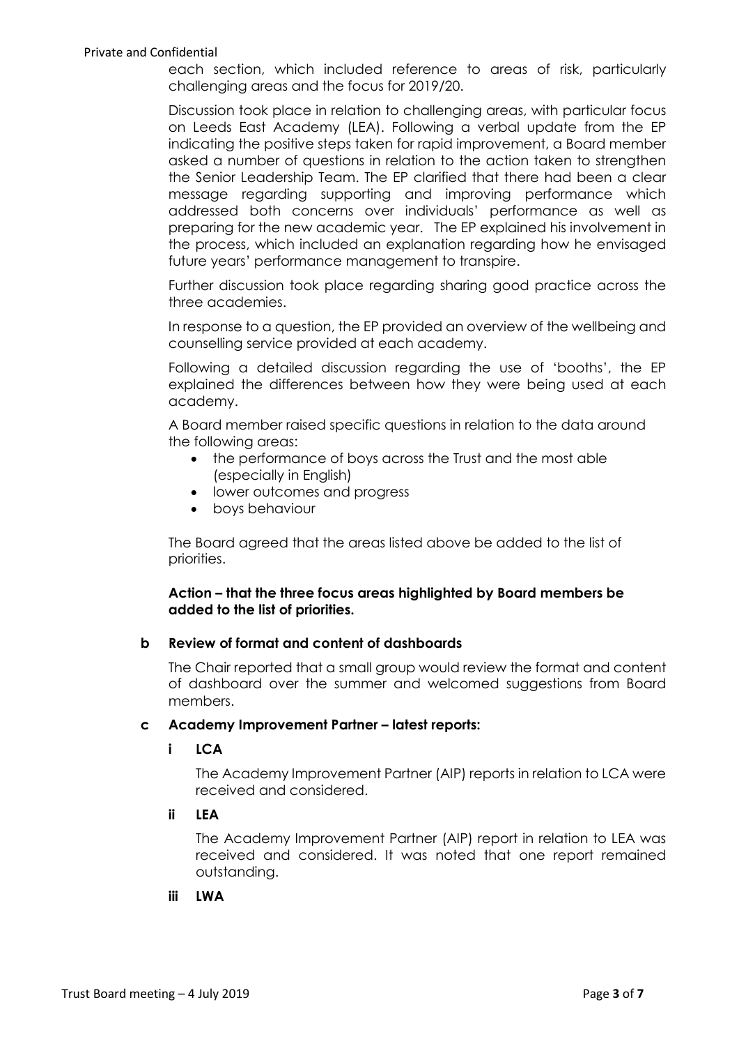each section, which included reference to areas of risk, particularly challenging areas and the focus for 2019/20.

Discussion took place in relation to challenging areas, with particular focus on Leeds East Academy (LEA). Following a verbal update from the EP indicating the positive steps taken for rapid improvement, a Board member asked a number of questions in relation to the action taken to strengthen the Senior Leadership Team. The EP clarified that there had been a clear message regarding supporting and improving performance which addressed both concerns over individuals' performance as well as preparing for the new academic year. The EP explained his involvement in the process, which included an explanation regarding how he envisaged future years' performance management to transpire.

Further discussion took place regarding sharing good practice across the three academies.

In response to a question, the EP provided an overview of the wellbeing and counselling service provided at each academy.

Following a detailed discussion regarding the use of 'booths', the EP explained the differences between how they were being used at each academy.

A Board member raised specific questions in relation to the data around the following areas:

- the performance of boys across the Trust and the most able (especially in English)
- lower outcomes and progress
- boys behaviour

The Board agreed that the areas listed above be added to the list of priorities.

**Action – that the three focus areas highlighted by Board members be added to the list of priorities.**

**b Review of format and content of dashboards**

The Chair reported that a small group would review the format and content of dashboard over the summer and welcomed suggestions from Board members.

**c Academy Improvement Partner – latest reports:**

**i LCA**

The Academy Improvement Partner (AIP) reports in relation to LCA were received and considered.

**ii LEA**

The Academy Improvement Partner (AIP) report in relation to LEA was received and considered. It was noted that one report remained outstanding.

**iii LWA**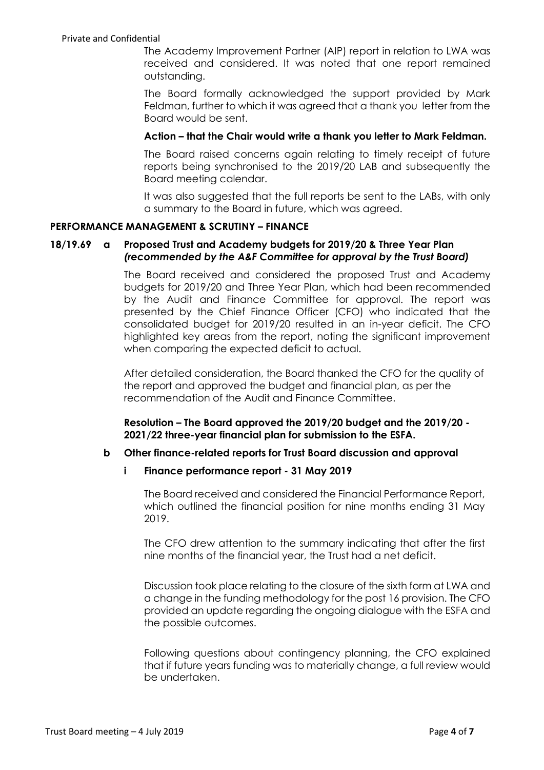The Academy Improvement Partner (AIP) report in relation to LWA was received and considered. It was noted that one report remained outstanding.

The Board formally acknowledged the support provided by Mark Feldman, further to which it was agreed that a thank you letter from the Board would be sent.

**Action – that the Chair would write a thank you letter to Mark Feldman.**

The Board raised concerns again relating to timely receipt of future reports being synchronised to the 2019/20 LAB and subsequently the Board meeting calendar.

It was also suggested that the full reports be sent to the LABs, with only a summary to the Board in future, which was agreed.

## PERFORMANCE MANAGEMENT & SCRUTINY – FINANCE

### 18/19.69 a Proposed Trust and Academy budgets for 2019/20 & Three Year Plan *(recommended by the A&F Committee for approval by the Trust Board)*

The Board received and considered the proposed Trust and Academy budgets for 2019/20 and Three Year Plan, which had been recommended by the Audit and Finance Committee for approval. The report was presented by the Chief Finance Officer (CFO) who indicated that the consolidated budget for 2019/20 resulted in an in-year deficit. The CFO highlighted key areas from the report, noting the significant improvement when comparing the expected deficit to actual.

After detailed consideration, the Board thanked the CFO for the quality of the report and approved the budget and financial plan, as per the recommendation of the Audit and Finance Committee.

**Resolution – The Board approved the 2019/20 budget and the 2019/20 - 2021/22 three-year financial plan for submission to the ESFA.**

### b Other finance-related reports for Trust Board discussion and approval

#### i Finance performance report - 31 May 2019

The Board received and considered the Financial Performance Report, which outlined the financial position for nine months ending 31 May 2019.

The CFO drew attention to the summary indicating that after the first nine months of the financial year, the Trust had a net deficit.

Discussion took place relating to the closure of the sixth form at LWA and a change in the funding methodology for the post 16 provision. The CFO provided an update regarding the ongoing dialogue with the ESFA and the possible outcomes.

Following questions about contingency planning, the CFO explained that if future years funding was to materially change, a full review would be undertaken.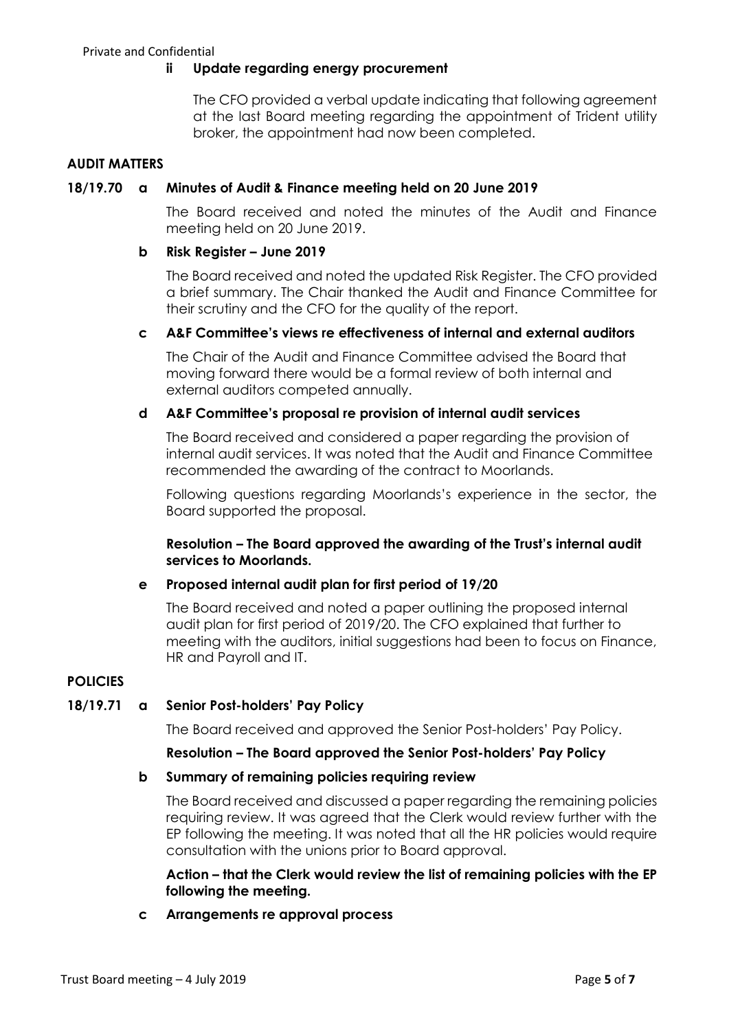**ii Update regarding energy procurement**

The CFO provided a verbal update indicating that following agreement at the last Board meeting regarding the appointment of Trident utility broker, the appointment had now been completed.

## AUDIT MATTERS

**18/19.70 a Minutes of Audit & Finance meeting held on 20 June 2019**

The Board received and noted the minutes of the Audit and Finance meeting held on 20 June 2019.

**b Risk Register – June 2019**

The Board received and noted the updated Risk Register. The CFO provided a brief summary. The Chair thanked the Audit and Finance Committee for their scrutiny and the CFO for the quality of the report.

**c A&F Committee's views re effectiveness of internal and external auditors**

The Chair of the Audit and Finance Committee advised the Board that moving forward there would be a formal review of both internal and external auditors competed annually.

**d A&F Committee's proposal re provision of internal audit services**

The Board received and considered a paper regarding the provision of internal audit services. It was noted that the Audit and Finance Committee recommended the awarding of the contract to Moorlands.

Following questions regarding Moorlands's experience in the sector, the Board supported the proposal.

**Resolution – The Board approved the awarding of the Trust's internal audit services to Moorlands.**

**e Proposed internal audit plan for first period of 19/20**

The Board received and noted a paper outlining the proposed internal audit plan for first period of 2019/20. The CFO explained that further to meeting with the auditors, initial suggestions had been to focus on Finance, HR and Payroll and IT.

## POLICIES

**18/19.71 a Senior Post-holders' Pay Policy**

The Board received and approved the Senior Post-holders' Pay Policy.

**Resolution – The Board approved the Senior Post-holders' Pay Policy**

**b Summary of remaining policies requiring review**

The Board received and discussed a paper regarding the remaining policies requiring review. It was agreed that the Clerk would review further with the EP following the meeting. It was noted that all the HR policies would require consultation with the unions prior to Board approval.

**Action – that the Clerk would review the list of remaining policies with the EP following the meeting.**

**c Arrangements re approval process**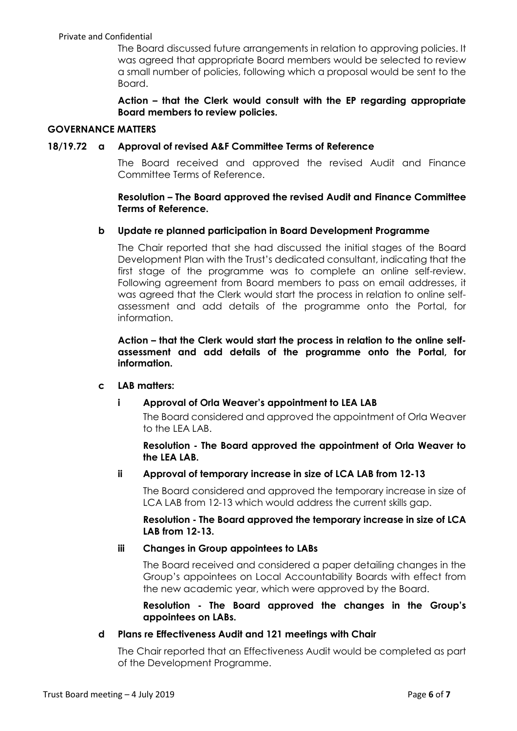The Board discussed future arrangements in relation to approving policies. It was agreed that appropriate Board members would be selected to review a small number of policies, following which a proposal would be sent to the Board.

**Action – that the Clerk would consult with the EP regarding appropriate Board members to review policies.**

## GOVERNANCE MATTERS

### 18/19.72 a Approval of revised A&F Committee Terms of Reference

The Board received and approved the revised Audit and Finance Committee Terms of Reference.

**Resolution – The Board approved the revised Audit and Finance Committee Terms of Reference.**

### b Update re planned participation in Board Development Programme

The Chair reported that she had discussed the initial stages of the Board Development Plan with the Trust's dedicated consultant, indicating that the first stage of the programme was to complete an online self-review. Following agreement from Board members to pass on email addresses, it was agreed that the Clerk would start the process in relation to online self-assessment and add details of the programme onto the Portal, for information.

**Action – that the Clerk would start the process in relation to the online self-assessment and add details of the programme onto the Portal, for information.**

### c LAB matters:

#### i Approval of Orla Weaver's appointment to LEA LAB

The Board considered and approved the appointment of Orla Weaver to the LEA LAB.

**Resolution - The Board approved the appointment of Orla Weaver to the LEA LAB.**

#### ii Approval of temporary increase in size of LCA LAB from 12-13

The Board considered and approved the temporary increase in size of LCA LAB from 12-13 which would address the current skills gap.

**Resolution - The Board approved the temporary increase in size of LCA LAB from 12-13.**

#### iii Changes in Group appointees to LABs

The Board received and considered a paper detailing changes in the Group's appointees on Local Accountability Boards with effect from the new academic year, which were approved by the Board.

**Resolution - The Board approved the changes in the Group's appointees on LABs.**

### d Plans re Effectiveness Audit and 121 meetings with Chair

The Chair reported that an Effectiveness Audit would be completed as part of the Development Programme.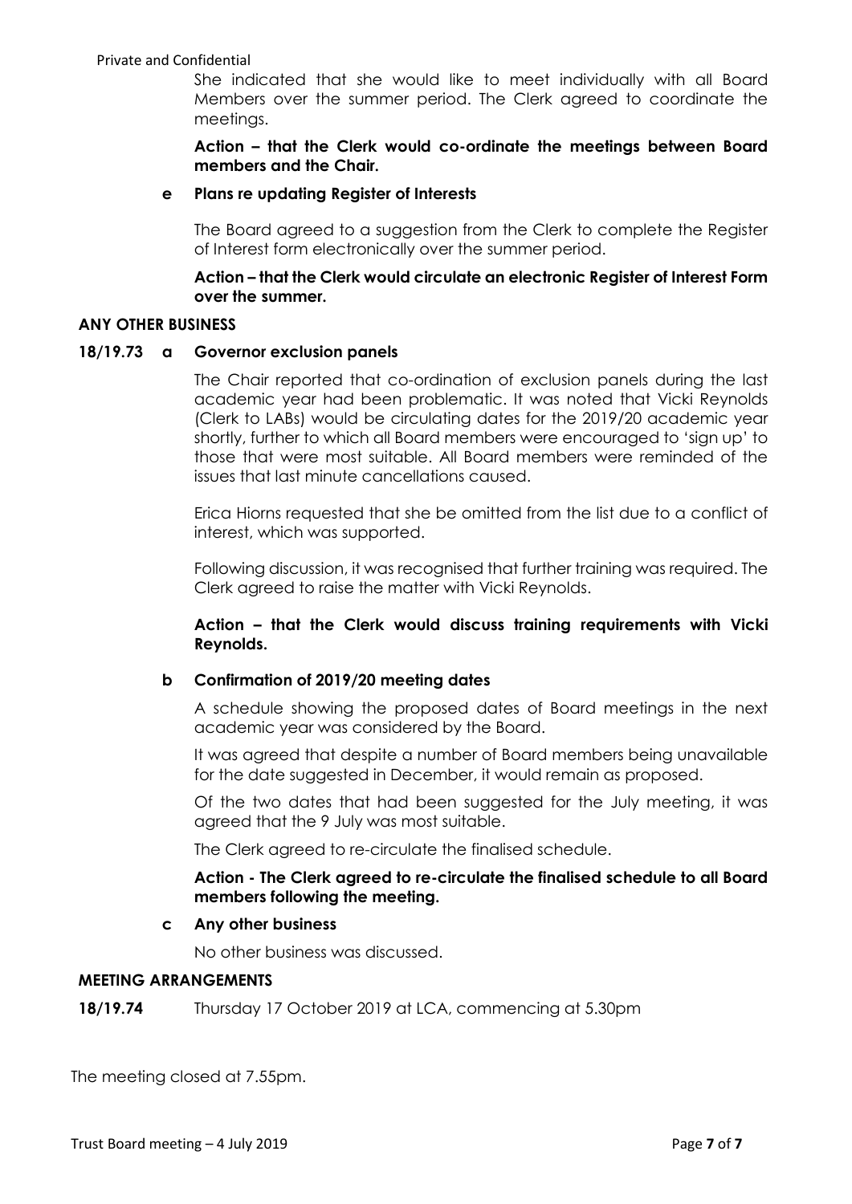She indicated that she would like to meet individually with all Board Members over the summer period. The Clerk agreed to coordinate the meetings.

**Action – that the Clerk would co-ordinate the meetings between Board members and the Chair.**

**e Plans re updating Register of Interests**

The Board agreed to a suggestion from the Clerk to complete the Register of Interest form electronically over the summer period.

**Action – that the Clerk would circulate an electronic Register of Interest Form over the summer.**

**ANY OTHER BUSINESS**

**18/19.73 a Governor exclusion panels**

The Chair reported that co-ordination of exclusion panels during the last academic year had been problematic. It was noted that Vicki Reynolds (Clerk to LABs) would be circulating dates for the 2019/20 academic year shortly, further to which all Board members were encouraged to 'sign up' to those that were most suitable. All Board members were reminded of the issues that last minute cancellations caused.

Erica Hiorns requested that she be omitted from the list due to a conflict of interest, which was supported.

Following discussion, it was recognised that further training was required. The Clerk agreed to raise the matter with Vicki Reynolds.

**Action – that the Clerk would discuss training requirements with Vicki Reynolds.**

**b Confirmation of 2019/20 meeting dates**

A schedule showing the proposed dates of Board meetings in the next academic year was considered by the Board.

It was agreed that despite a number of Board members being unavailable for the date suggested in December, it would remain as proposed.

Of the two dates that had been suggested for the July meeting, it was agreed that the 9 July was most suitable.

The Clerk agreed to re-circulate the finalised schedule.

**Action - The Clerk agreed to re-circulate the finalised schedule to all Board members following the meeting.**

**c Any other business**

No other business was discussed.

**MEETING ARRANGEMENTS**

**18/19.74** Thursday 17 October 2019 at LCA, commencing at 5.30pm

The meeting closed at 7.55pm.